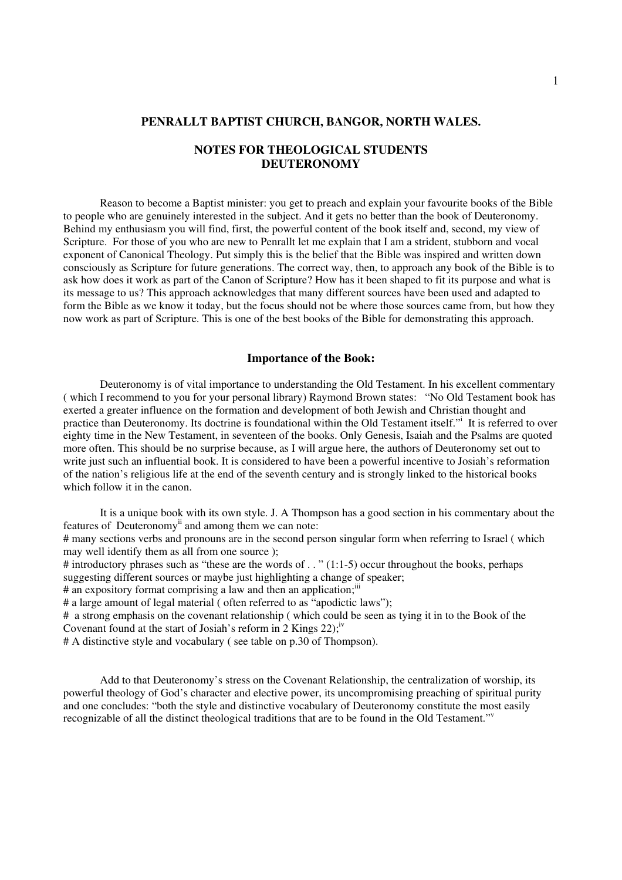**PENRALLT BAPTIST CHURCH, BANGOR, NORTH WALES.**

**NOTES FOR THEOLOGICAL STUDENTS**
**DEUTERONOMY**

Reason to become a Baptist minister: you get to preach and explain your favourite books of the Bible to people who are genuinely interested in the subject. And it gets no better than the book of Deuteronomy. Behind my enthusiasm you will find, first, the powerful content of the book itself and, second, my view of Scripture. For those of you who are new to Penrallt let me explain that I am a strident, stubborn and vocal exponent of Canonical Theology. Put simply this is the belief that the Bible was inspired and written down consciously as Scripture for future generations. The correct way, then, to approach any book of the Bible is to ask how does it work as part of the Canon of Scripture? How has it been shaped to fit its purpose and what is its message to us? This approach acknowledges that many different sources have been used and adapted to form the Bible as we know it today, but the focus should not be where those sources came from, but how they now work as part of Scripture. This is one of the best books of the Bible for demonstrating this approach.

### Importance of the Book:

Deuteronomy is of vital importance to understanding the Old Testament. In his excellent commentary ( which I recommend to you for your personal library) Raymond Brown states: "No Old Testament book has exerted a greater influence on the formation and development of both Jewish and Christian thought and practice than Deuteronomy. Its doctrine is foundational within the Old Testament itself."[i] It is referred to over eighty time in the New Testament, in seventeen of the books. Only Genesis, Isaiah and the Psalms are quoted more often. This should be no surprise because, as I will argue here, the authors of Deuteronomy set out to write just such an influential book. It is considered to have been a powerful incentive to Josiah's reformation of the nation's religious life at the end of the seventh century and is strongly linked to the historical books which follow it in the canon.

It is a unique book with its own style. J. A Thompson has a good section in his commentary about the features of Deuteronomy[ii] and among them we can note:

# many sections verbs and pronouns are in the second person singular form when referring to Israel ( which may well identify them as all from one source );
# introductory phrases such as "these are the words of . . " (1:1-5) occur throughout the books, perhaps suggesting different sources or maybe just highlighting a change of speaker;
# an expository format comprising a law and then an application;[iii]
# a large amount of legal material ( often referred to as "apodictic laws");
# a strong emphasis on the covenant relationship ( which could be seen as tying it in to the Book of the Covenant found at the start of Josiah's reform in 2 Kings 22);[iv]
# A distinctive style and vocabulary ( see table on p.30 of Thompson).

Add to that Deuteronomy's stress on the Covenant Relationship, the centralization of worship, its powerful theology of God's character and elective power, its uncompromising preaching of spiritual purity and one concludes: "both the style and distinctive vocabulary of Deuteronomy constitute the most easily recognizable of all the distinct theological traditions that are to be found in the Old Testament."[v]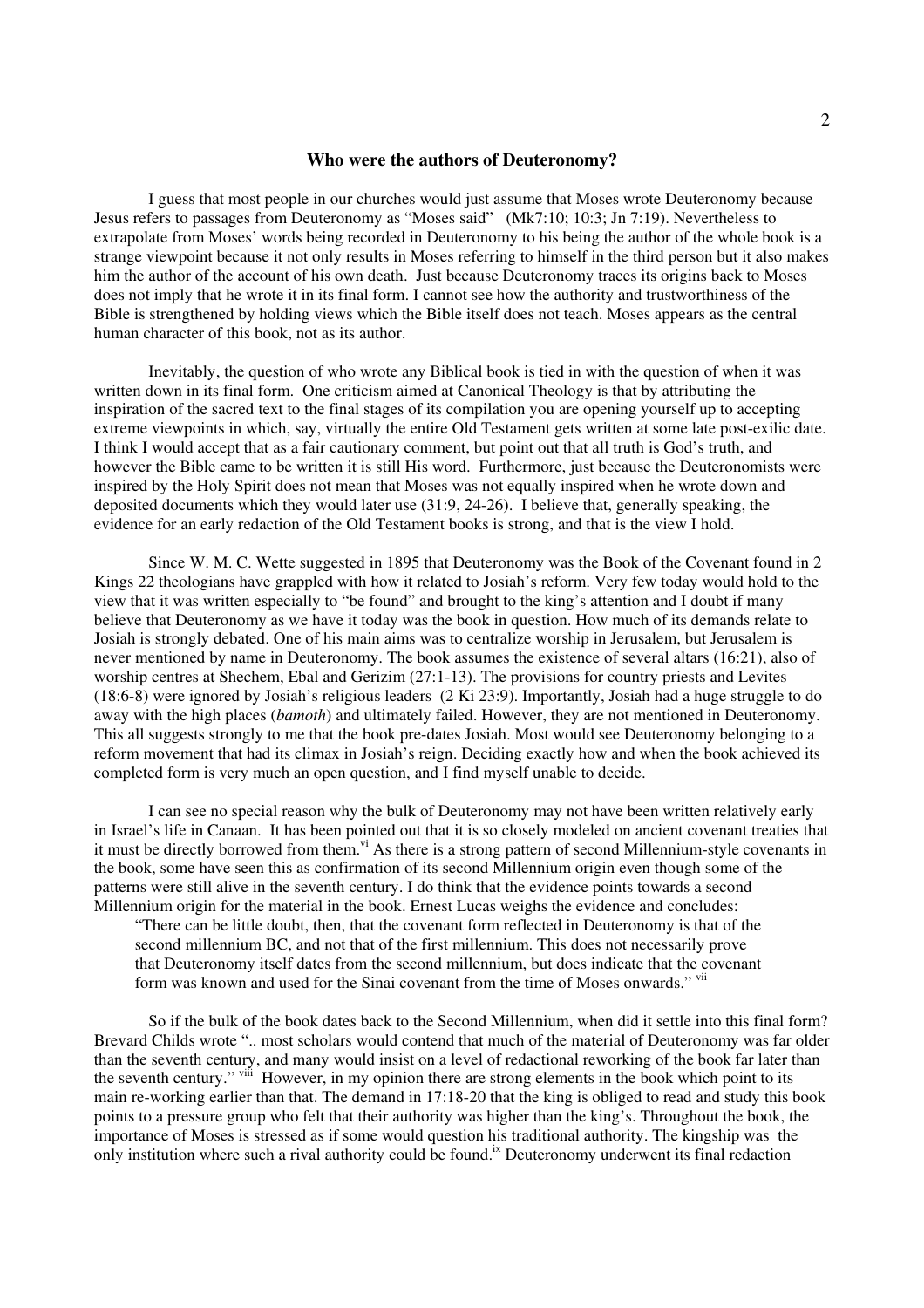### Who were the authors of Deuteronomy?

I guess that most people in our churches would just assume that Moses wrote Deuteronomy because Jesus refers to passages from Deuteronomy as "Moses said" (Mk7:10; 10:3; Jn 7:19). Nevertheless to extrapolate from Moses' words being recorded in Deuteronomy to his being the author of the whole book is a strange viewpoint because it not only results in Moses referring to himself in the third person but it also makes him the author of the account of his own death. Just because Deuteronomy traces its origins back to Moses does not imply that he wrote it in its final form. I cannot see how the authority and trustworthiness of the Bible is strengthened by holding views which the Bible itself does not teach. Moses appears as the central human character of this book, not as its author.

Inevitably, the question of who wrote any Biblical book is tied in with the question of when it was written down in its final form. One criticism aimed at Canonical Theology is that by attributing the inspiration of the sacred text to the final stages of its compilation you are opening yourself up to accepting extreme viewpoints in which, say, virtually the entire Old Testament gets written at some late post-exilic date. I think I would accept that as a fair cautionary comment, but point out that all truth is God's truth, and however the Bible came to be written it is still His word. Furthermore, just because the Deuteronomists were inspired by the Holy Spirit does not mean that Moses was not equally inspired when he wrote down and deposited documents which they would later use (31:9, 24-26). I believe that, generally speaking, the evidence for an early redaction of the Old Testament books is strong, and that is the view I hold.

Since W. M. C. Wette suggested in 1895 that Deuteronomy was the Book of the Covenant found in 2 Kings 22 theologians have grappled with how it related to Josiah's reform. Very few today would hold to the view that it was written especially to "be found" and brought to the king's attention and I doubt if many believe that Deuteronomy as we have it today was the book in question. How much of its demands relate to Josiah is strongly debated. One of his main aims was to centralize worship in Jerusalem, but Jerusalem is never mentioned by name in Deuteronomy. The book assumes the existence of several altars (16:21), also of worship centres at Shechem, Ebal and Gerizim (27:1-13). The provisions for country priests and Levites (18:6-8) were ignored by Josiah's religious leaders (2 Ki 23:9). Importantly, Josiah had a huge struggle to do away with the high places (*bamoth*) and ultimately failed. However, they are not mentioned in Deuteronomy. This all suggests strongly to me that the book pre-dates Josiah. Most would see Deuteronomy belonging to a reform movement that had its climax in Josiah's reign. Deciding exactly how and when the book achieved its completed form is very much an open question, and I find myself unable to decide.

I can see no special reason why the bulk of Deuteronomy may not have been written relatively early in Israel's life in Canaan. It has been pointed out that it is so closely modeled on ancient covenant treaties that it must be directly borrowed from them.[vi] As there is a strong pattern of second Millennium-style covenants in the book, some have seen this as confirmation of its second Millennium origin even though some of the patterns were still alive in the seventh century. I do think that the evidence points towards a second Millennium origin for the material in the book. Ernest Lucas weighs the evidence and concludes:

> "There can be little doubt, then, that the covenant form reflected in Deuteronomy is that of the second millennium BC, and not that of the first millennium. This does not necessarily prove that Deuteronomy itself dates from the second millennium, but does indicate that the covenant form was known and used for the Sinai covenant from the time of Moses onwards." [vii]

So if the bulk of the book dates back to the Second Millennium, when did it settle into this final form? Brevard Childs wrote ".. most scholars would contend that much of the material of Deuteronomy was far older than the seventh century, and many would insist on a level of redactional reworking of the book far later than the seventh century." [viii] However, in my opinion there are strong elements in the book which point to its main re-working earlier than that. The demand in 17:18-20 that the king is obliged to read and study this book points to a pressure group who felt that their authority was higher than the king's. Throughout the book, the importance of Moses is stressed as if some would question his traditional authority. The kingship was the only institution where such a rival authority could be found.[ix] Deuteronomy underwent its final redaction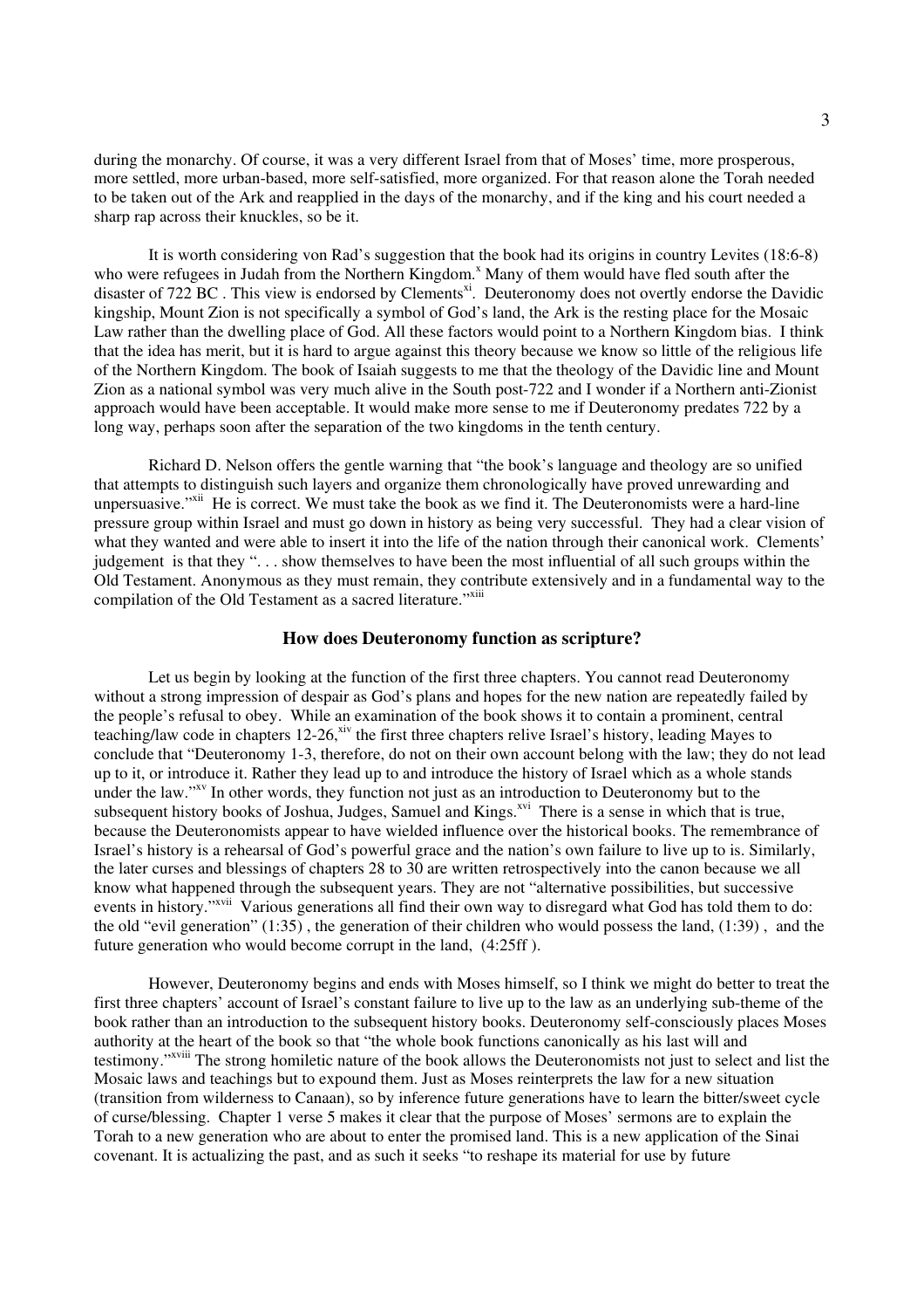during the monarchy. Of course, it was a very different Israel from that of Moses' time, more prosperous, more settled, more urban-based, more self-satisfied, more organized. For that reason alone the Torah needed to be taken out of the Ark and reapplied in the days of the monarchy, and if the king and his court needed a sharp rap across their knuckles, so be it.

It is worth considering von Rad's suggestion that the book had its origins in country Levites (18:6-8) who were refugees in Judah from the Northern Kingdom.[x] Many of them would have fled south after the disaster of 722 BC . This view is endorsed by Clements[xi]. Deuteronomy does not overtly endorse the Davidic kingship, Mount Zion is not specifically a symbol of God's land, the Ark is the resting place for the Mosaic Law rather than the dwelling place of God. All these factors would point to a Northern Kingdom bias. I think that the idea has merit, but it is hard to argue against this theory because we know so little of the religious life of the Northern Kingdom. The book of Isaiah suggests to me that the theology of the Davidic line and Mount Zion as a national symbol was very much alive in the South post-722 and I wonder if a Northern anti-Zionist approach would have been acceptable. It would make more sense to me if Deuteronomy predates 722 by a long way, perhaps soon after the separation of the two kingdoms in the tenth century.

Richard D. Nelson offers the gentle warning that "the book's language and theology are so unified that attempts to distinguish such layers and organize them chronologically have proved unrewarding and unpersuasive."[xii] He is correct. We must take the book as we find it. The Deuteronomists were a hard-line pressure group within Israel and must go down in history as being very successful. They had a clear vision of what they wanted and were able to insert it into the life of the nation through their canonical work. Clements' judgement is that they ". . . show themselves to have been the most influential of all such groups within the Old Testament. Anonymous as they must remain, they contribute extensively and in a fundamental way to the compilation of the Old Testament as a sacred literature."[xiii]

### How does Deuteronomy function as scripture?

Let us begin by looking at the function of the first three chapters. You cannot read Deuteronomy without a strong impression of despair as God's plans and hopes for the new nation are repeatedly failed by the people's refusal to obey. While an examination of the book shows it to contain a prominent, central teaching/law code in chapters 12-26,[xiv] the first three chapters relive Israel's history, leading Mayes to conclude that "Deuteronomy 1-3, therefore, do not on their own account belong with the law; they do not lead up to it, or introduce it. Rather they lead up to and introduce the history of Israel which as a whole stands under the law."[xv] In other words, they function not just as an introduction to Deuteronomy but to the subsequent history books of Joshua, Judges, Samuel and Kings.[xvi] There is a sense in which that is true, because the Deuteronomists appear to have wielded influence over the historical books. The remembrance of Israel's history is a rehearsal of God's powerful grace and the nation's own failure to live up to is. Similarly, the later curses and blessings of chapters 28 to 30 are written retrospectively into the canon because we all know what happened through the subsequent years. They are not "alternative possibilities, but successive events in history."[xvii] Various generations all find their own way to disregard what God has told them to do: the old "evil generation" (1:35) , the generation of their children who would possess the land, (1:39) , and the future generation who would become corrupt in the land, (4:25ff ).

However, Deuteronomy begins and ends with Moses himself, so I think we might do better to treat the first three chapters' account of Israel's constant failure to live up to the law as an underlying sub-theme of the book rather than an introduction to the subsequent history books. Deuteronomy self-consciously places Moses authority at the heart of the book so that "the whole book functions canonically as his last will and testimony."[xviii] The strong homiletic nature of the book allows the Deuteronomists not just to select and list the Mosaic laws and teachings but to expound them. Just as Moses reinterprets the law for a new situation (transition from wilderness to Canaan), so by inference future generations have to learn the bitter/sweet cycle of curse/blessing. Chapter 1 verse 5 makes it clear that the purpose of Moses' sermons are to explain the Torah to a new generation who are about to enter the promised land. This is a new application of the Sinai covenant. It is actualizing the past, and as such it seeks "to reshape its material for use by future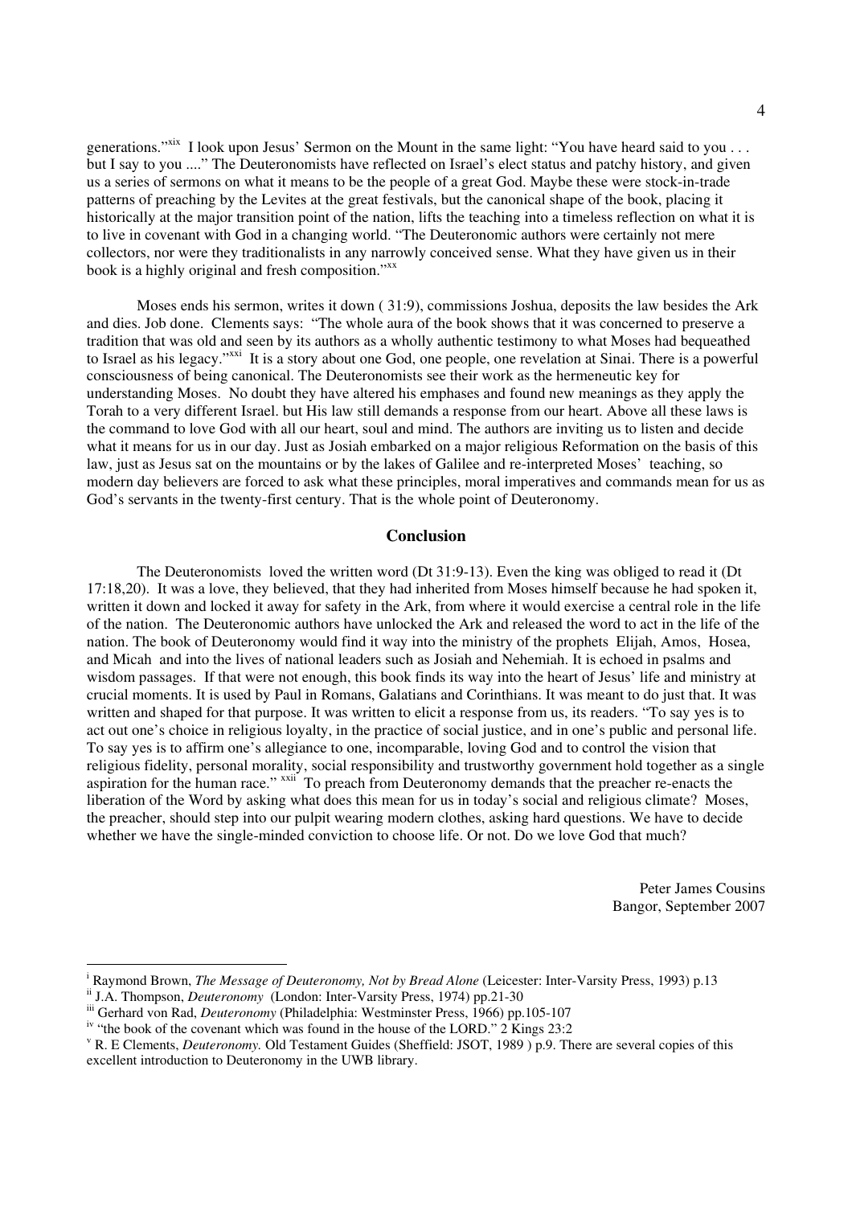generations."[xix] I look upon Jesus' Sermon on the Mount in the same light: "You have heard said to you . . . but I say to you ...." The Deuteronomists have reflected on Israel's elect status and patchy history, and given us a series of sermons on what it means to be the people of a great God. Maybe these were stock-in-trade patterns of preaching by the Levites at the great festivals, but the canonical shape of the book, placing it historically at the major transition point of the nation, lifts the teaching into a timeless reflection on what it is to live in covenant with God in a changing world. "The Deuteronomic authors were certainly not mere collectors, nor were they traditionalists in any narrowly conceived sense. What they have given us in their book is a highly original and fresh composition."[xx]

Moses ends his sermon, writes it down ( 31:9), commissions Joshua, deposits the law besides the Ark and dies. Job done. Clements says: "The whole aura of the book shows that it was concerned to preserve a tradition that was old and seen by its authors as a wholly authentic testimony to what Moses had bequeathed to Israel as his legacy."[xxi] It is a story about one God, one people, one revelation at Sinai. There is a powerful consciousness of being canonical. The Deuteronomists see their work as the hermeneutic key for understanding Moses. No doubt they have altered his emphases and found new meanings as they apply the Torah to a very different Israel. but His law still demands a response from our heart. Above all these laws is the command to love God with all our heart, soul and mind. The authors are inviting us to listen and decide what it means for us in our day. Just as Josiah embarked on a major religious Reformation on the basis of this law, just as Jesus sat on the mountains or by the lakes of Galilee and re-interpreted Moses' teaching, so modern day believers are forced to ask what these principles, moral imperatives and commands mean for us as God's servants in the twenty-first century. That is the whole point of Deuteronomy.

## Conclusion

The Deuteronomists loved the written word (Dt 31:9-13). Even the king was obliged to read it (Dt 17:18,20). It was a love, they believed, that they had inherited from Moses himself because he had spoken it, written it down and locked it away for safety in the Ark, from where it would exercise a central role in the life of the nation. The Deuteronomic authors have unlocked the Ark and released the word to act in the life of the nation. The book of Deuteronomy would find it way into the ministry of the prophets Elijah, Amos, Hosea, and Micah and into the lives of national leaders such as Josiah and Nehemiah. It is echoed in psalms and wisdom passages. If that were not enough, this book finds its way into the heart of Jesus' life and ministry at crucial moments. It is used by Paul in Romans, Galatians and Corinthians. It was meant to do just that. It was written and shaped for that purpose. It was written to elicit a response from us, its readers. "To say yes is to act out one's choice in religious loyalty, in the practice of social justice, and in one's public and personal life. To say yes is to affirm one's allegiance to one, incomparable, loving God and to control the vision that religious fidelity, personal morality, social responsibility and trustworthy government hold together as a single aspiration for the human race." [xxii] To preach from Deuteronomy demands that the preacher re-enacts the liberation of the Word by asking what does this mean for us in today's social and religious climate? Moses, the preacher, should step into our pulpit wearing modern clothes, asking hard questions. We have to decide whether we have the single-minded conviction to choose life. Or not. Do we love God that much?

Peter James Cousins
Bangor, September 2007

---

[i] Raymond Brown, *The Message of Deuteronomy, Not by Bread Alone* (Leicester: Inter-Varsity Press, 1993) p.13

[ii] J.A. Thompson, *Deuteronomy* (London: Inter-Varsity Press, 1974) pp.21-30

[iii] Gerhard von Rad, *Deuteronomy* (Philadelphia: Westminster Press, 1966) pp.105-107

[iv] "the book of the covenant which was found in the house of the LORD." 2 Kings 23:2

[v] R. E Clements, *Deuteronomy.* Old Testament Guides (Sheffield: JSOT, 1989 ) p.9. There are several copies of this excellent introduction to Deuteronomy in the UWB library.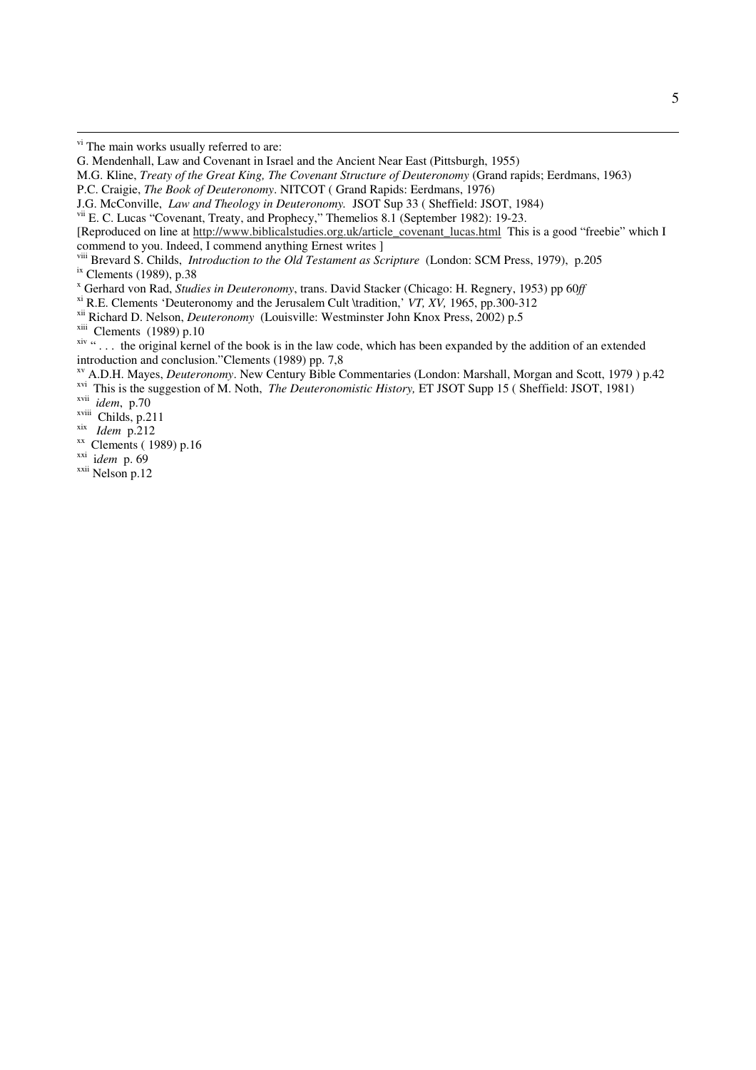[vi] The main works usually referred to are:

G. Mendenhall, Law and Covenant in Israel and the Ancient Near East (Pittsburgh, 1955)

M.G. Kline, *Treaty of the Great King, The Covenant Structure of Deuteronomy* (Grand rapids; Eerdmans, 1963)

P.C. Craigie, *The Book of Deuteronomy*. NITCOT ( Grand Rapids: Eerdmans, 1976)

J.G. McConville, *Law and Theology in Deuteronomy.* JSOT Sup 33 ( Sheffield: JSOT, 1984)

[vii] E. C. Lucas "Covenant, Treaty, and Prophecy," Themelios 8.1 (September 1982): 19-23.

[Reproduced on line at http://www.biblicalstudies.org.uk/article_covenant_lucas.html This is a good "freebie" which I commend to you. Indeed, I commend anything Ernest writes ]

[viii] Brevard S. Childs, *Introduction to the Old Testament as Scripture* (London: SCM Press, 1979), p.205

[ix] Clements (1989), p.38

[x] Gerhard von Rad, *Studies in Deuteronomy*, trans. David Stacker (Chicago: H. Regnery, 1953) pp 60*ff*

[xi] R.E. Clements 'Deuteronomy and the Jerusalem Cult \tradition,' *VT, XV,* 1965, pp.300-312

[xii] Richard D. Nelson, *Deuteronomy* (Louisville: Westminster John Knox Press, 2002) p.5

[xiii] Clements (1989) p.10

[xiv] " . . . the original kernel of the book is in the law code, which has been expanded by the addition of an extended introduction and conclusion."Clements (1989) pp. 7,8

[xv] A.D.H. Mayes, *Deuteronomy*. New Century Bible Commentaries (London: Marshall, Morgan and Scott, 1979 ) p.42

[xvi] This is the suggestion of M. Noth, *The Deuteronomistic History,* ET JSOT Supp 15 ( Sheffield: JSOT, 1981)

[xvii] *idem*, p.70

[xviii] Childs, p.211

[xix] *Idem* p.212

[xx] Clements ( 1989) p.16

[xxi] i*dem* p. 69

[xxii] Nelson p.12